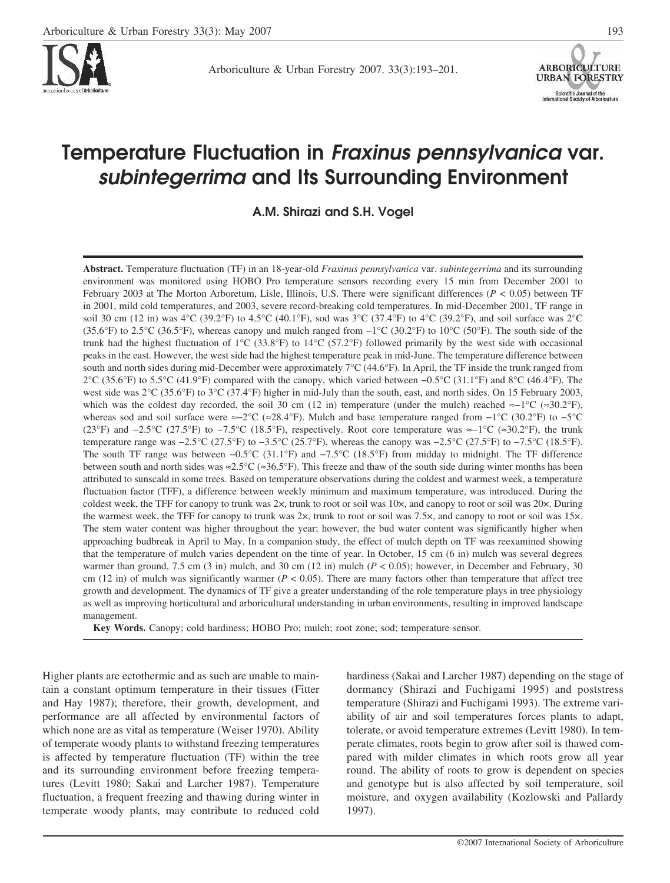# Temperature Fluctuation in *Fraxinus pennsylvanica* var. *subintegerrima* and Its Surrounding Environment

**A.M. Shirazi and S.H. Vogel**

**Abstract.** Temperature fluctuation (TF) in an 18-year-old *Fraxinus pennsylvanica* var. *subintegerrima* and its surrounding environment was monitored using HOBO Pro temperature sensors recording every 15 min from December 2001 to February 2003 at The Morton Arboretum, Lisle, Illinois, U.S. There were significant differences ($P < 0.05$) between TF in 2001, mild cold temperatures, and 2003, severe record-breaking cold temperatures. In mid-December 2001, TF range in soil 30 cm (12 in) was 4°C (39.2°F) to 4.5°C (40.1°F), sod was 3°C (37.4°F) to 4°C (39.2°F), and soil surface was 2°C (35.6°F) to 2.5°C (36.5°F), whereas canopy and mulch ranged from −1°C (30.2°F) to 10°C (50°F). The south side of the trunk had the highest fluctuation of 1°C (33.8°F) to 14°C (57.2°F) followed primarily by the west side with occasional peaks in the east. However, the west side had the highest temperature peak in mid-June. The temperature difference between south and north sides during mid-December were approximately 7°C (44.6°F). In April, the TF inside the trunk ranged from 2°C (35.6°F) to 5.5°C (41.9°F) compared with the canopy, which varied between −0.5°C (31.1°F) and 8°C (46.4°F). The west side was 2°C (35.6°F) to 3°C (37.4°F) higher in mid-July than the south, east, and north sides. On 15 February 2003, which was the coldest day recorded, the soil 30 cm (12 in) temperature (under the mulch) reached ≈−1°C (≈30.2°F), whereas sod and soil surface were ≈−2°C (≈28.4°F). Mulch and base temperature ranged from −1°C (30.2°F) to −5°C (23°F) and −2.5°C (27.5°F) to −7.5°C (18.5°F), respectively. Root core temperature was ≈−1°C (≈30.2°F), the trunk temperature range was −2.5°C (27.5°F) to −3.5°C (25.7°F), whereas the canopy was −2.5°C (27.5°F) to −7.5°C (18.5°F). The south TF range was between −0.5°C (31.1°F) and −7.5°C (18.5°F) from midday to midnight. The TF difference between south and north sides was ≈2.5°C (≈36.5°F). This freeze and thaw of the south side during winter months has been attributed to sunscald in some trees. Based on temperature observations during the coldest and warmest week, a temperature fluctuation factor (TFF), a difference between weekly minimum and maximum temperature, was introduced. During the coldest week, the TFF for canopy to trunk was 2×, trunk to root or soil was 10×, and canopy to root or soil was 20×. During the warmest week, the TFF for canopy to trunk was 2×, trunk to root or soil was 7.5×, and canopy to root or soil was 15×. The stem water content was higher throughout the year; however, the bud water content was significantly higher when approaching budbreak in April to May. In a companion study, the effect of mulch depth on TF was reexamined showing that the temperature of mulch varies dependent on the time of year. In October, 15 cm (6 in) mulch was several degrees warmer than ground, 7.5 cm (3 in) mulch, and 30 cm (12 in) mulch ($P < 0.05$); however, in December and February, 30 cm (12 in) of mulch was significantly warmer ($P < 0.05$). There are many factors other than temperature that affect tree growth and development. The dynamics of TF give a greater understanding of the role temperature plays in tree physiology as well as improving horticultural and arboricultural understanding in urban environments, resulting in improved landscape management.

**Key Words.** Canopy; cold hardiness; HOBO Pro; mulch; root zone; sod; temperature sensor.

Higher plants are ectothermic and as such are unable to maintain a constant optimum temperature in their tissues (Fitter and Hay 1987); therefore, their growth, development, and performance are all affected by environmental factors of which none are as vital as temperature (Weiser 1970). Ability of temperate woody plants to withstand freezing temperatures is affected by temperature fluctuation (TF) within the tree and its surrounding environment before freezing temperatures (Levitt 1980; Sakai and Larcher 1987). Temperature fluctuation, a frequent freezing and thawing during winter in temperate woody plants, may contribute to reduced cold hardiness (Sakai and Larcher 1987) depending on the stage of dormancy (Shirazi and Fuchigami 1995) and poststress temperature (Shirazi and Fuchigami 1993). The extreme variability of air and soil temperatures forces plants to adapt, tolerate, or avoid temperature extremes (Levitt 1980). In temperate climates, roots begin to grow after soil is thawed compared with milder climates in which roots grow all year round. The ability of roots to grow is dependent on species and genotype but is also affected by soil temperature, soil moisture, and oxygen availability (Kozlowski and Pallardy 1997).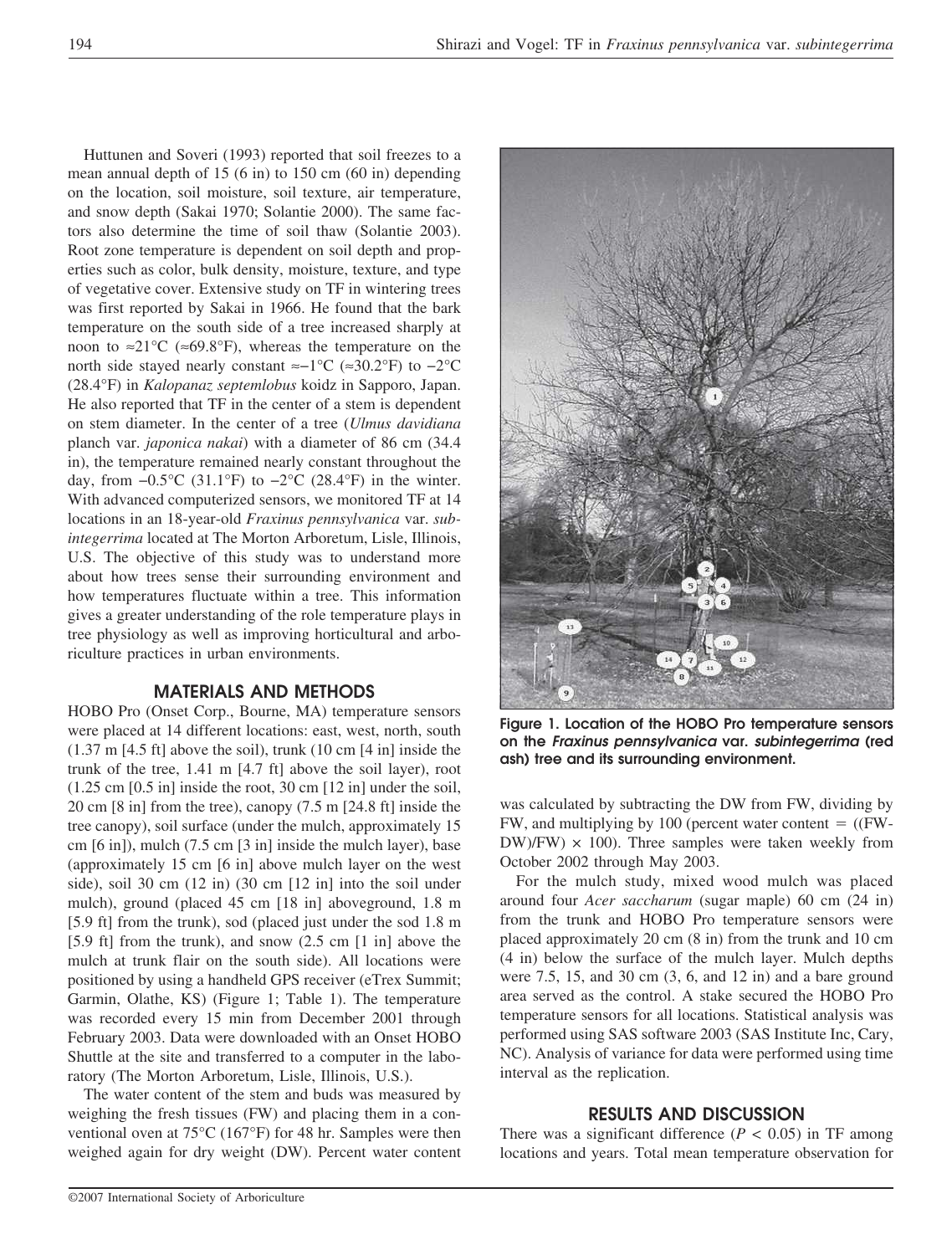Huttunen and Soveri (1993) reported that soil freezes to a mean annual depth of 15 (6 in) to 150 cm (60 in) depending on the location, soil moisture, soil texture, air temperature, and snow depth (Sakai 1970; Solantie 2000). The same factors also determine the time of soil thaw (Solantie 2003). Root zone temperature is dependent on soil depth and properties such as color, bulk density, moisture, texture, and type of vegetative cover. Extensive study on TF in wintering trees was first reported by Sakai in 1966. He found that the bark temperature on the south side of a tree increased sharply at noon to ≈21°C (≈69.8°F), whereas the temperature on the north side stayed nearly constant ≈−1°C (≈30.2°F) to −2°C (28.4°F) in *Kalopanaz septemlobus* koidz in Sapporo, Japan. He also reported that TF in the center of a stem is dependent on stem diameter. In the center of a tree (*Ulmus davidiana* planch var. *japonica nakai*) with a diameter of 86 cm (34.4 in), the temperature remained nearly constant throughout the day, from −0.5°C (31.1°F) to −2°C (28.4°F) in the winter. With advanced computerized sensors, we monitored TF at 14 locations in an 18-year-old *Fraxinus pennsylvanica* var. *subintegerrima* located at The Morton Arboretum, Lisle, Illinois, U.S. The objective of this study was to understand more about how trees sense their surrounding environment and how temperatures fluctuate within a tree. This information gives a greater understanding of the role temperature plays in tree physiology as well as improving horticultural and arboriculture practices in urban environments.

## MATERIALS AND METHODS

HOBO Pro (Onset Corp., Bourne, MA) temperature sensors were placed at 14 different locations: east, west, north, south (1.37 m [4.5 ft] above the soil), trunk (10 cm [4 in] inside the trunk of the tree, 1.41 m [4.7 ft] above the soil layer), root (1.25 cm [0.5 in] inside the root, 30 cm [12 in] under the soil, 20 cm [8 in] from the tree), canopy (7.5 m [24.8 ft] inside the tree canopy), soil surface (under the mulch, approximately 15 cm [6 in]), mulch (7.5 cm [3 in] inside the mulch layer), base (approximately 15 cm [6 in] above mulch layer on the west side), soil 30 cm (12 in) (30 cm [12 in] into the soil under mulch), ground (placed 45 cm [18 in] aboveground, 1.8 m [5.9 ft] from the trunk), sod (placed just under the sod 1.8 m [5.9 ft] from the trunk), and snow (2.5 cm [1 in] above the mulch at trunk flair on the south side). All locations were positioned by using a handheld GPS receiver (eTrex Summit; Garmin, Olathe, KS) (Figure 1; Table 1). The temperature was recorded every 15 min from December 2001 through February 2003. Data were downloaded with an Onset HOBO Shuttle at the site and transferred to a computer in the laboratory (The Morton Arboretum, Lisle, Illinois, U.S.).

The water content of the stem and buds was measured by weighing the fresh tissues (FW) and placing them in a conventional oven at 75°C (167°F) for 48 hr. Samples were then weighed again for dry weight (DW). Percent water content was calculated by subtracting the DW from FW, dividing by FW, and multiplying by 100 (percent water content = ((FW-DW)/FW) × 100). Three samples were taken weekly from October 2002 through May 2003.

**Figure 1. Location of the HOBO Pro temperature sensors on the *Fraxinus pennsylvanica* var. *subintegerrima* (red ash) tree and its surrounding environment.**

For the mulch study, mixed wood mulch was placed around four *Acer saccharum* (sugar maple) 60 cm (24 in) from the trunk and HOBO Pro temperature sensors were placed approximately 20 cm (8 in) from the trunk and 10 cm (4 in) below the surface of the mulch layer. Mulch depths were 7.5, 15, and 30 cm (3, 6, and 12 in) and a bare ground area served as the control. A stake secured the HOBO Pro temperature sensors for all locations. Statistical analysis was performed using SAS software 2003 (SAS Institute Inc, Cary, NC). Analysis of variance for data were performed using time interval as the replication.

## RESULTS AND DISCUSSION

There was a significant difference ($P < 0.05$) in TF among locations and years. Total mean temperature observation for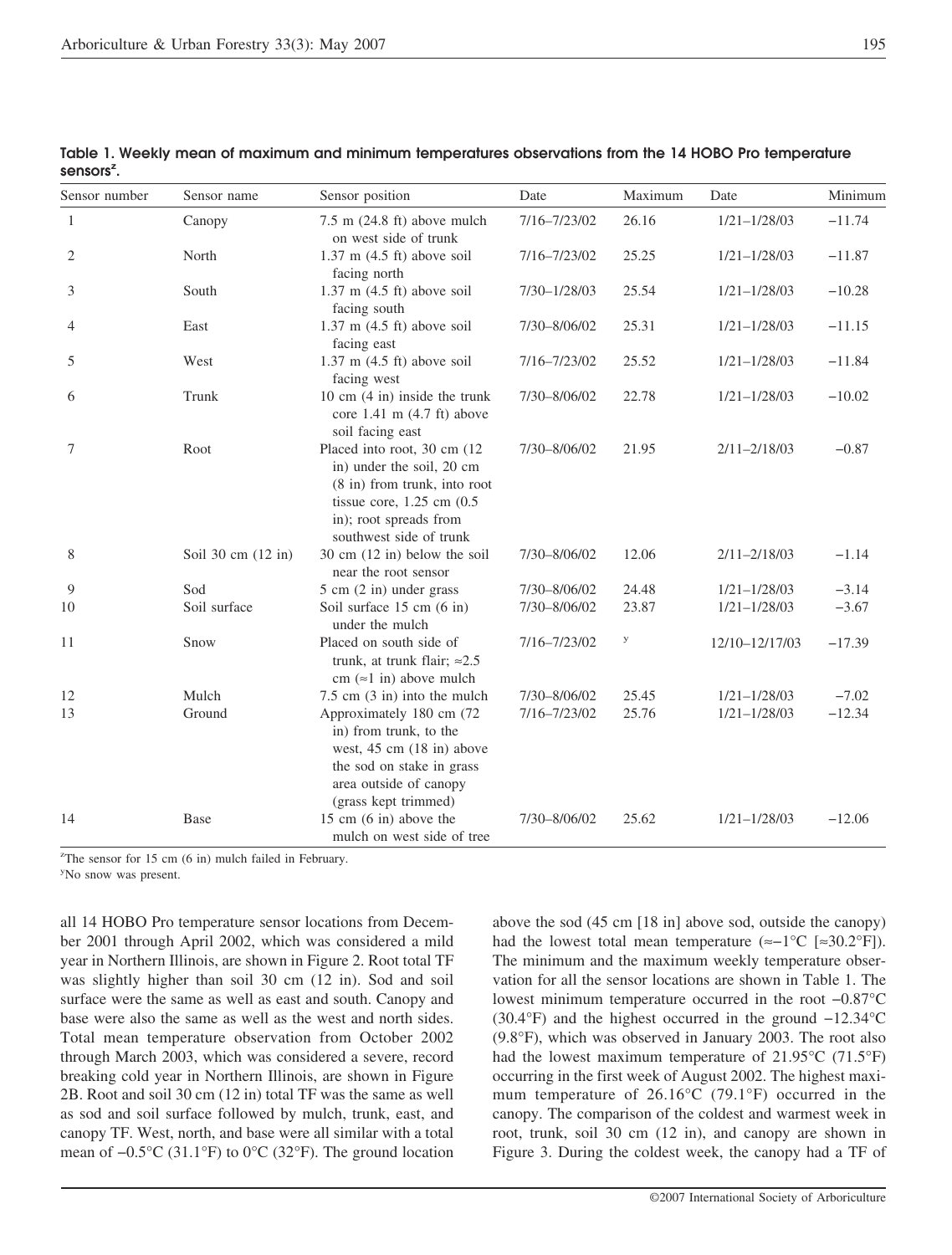**Table 1. Weekly mean of maximum and minimum temperatures observations from the 14 HOBO Pro temperature sensors[z].**

| Sensor number | Sensor name | Sensor position | Date | Maximum | Date | Minimum |
|---|---|---|---|---|---|---|
| 1 | Canopy | 7.5 m (24.8 ft) above mulch on west side of trunk | 7/16–7/23/02 | 26.16 | 1/21–1/28/03 | −11.74 |
| 2 | North | 1.37 m (4.5 ft) above soil facing north | 7/16–7/23/02 | 25.25 | 1/21–1/28/03 | −11.87 |
| 3 | South | 1.37 m (4.5 ft) above soil facing south | 7/30–1/28/03 | 25.54 | 1/21–1/28/03 | −10.28 |
| 4 | East | 1.37 m (4.5 ft) above soil facing east | 7/30–8/06/02 | 25.31 | 1/21–1/28/03 | −11.15 |
| 5 | West | 1.37 m (4.5 ft) above soil facing west | 7/16–7/23/02 | 25.52 | 1/21–1/28/03 | −11.84 |
| 6 | Trunk | 10 cm (4 in) inside the trunk core 1.41 m (4.7 ft) above soil facing east | 7/30–8/06/02 | 22.78 | 1/21–1/28/03 | −10.02 |
| 7 | Root | Placed into root, 30 cm (12 in) under the soil, 20 cm (8 in) from trunk, into root tissue core, 1.25 cm (0.5 in); root spreads from southwest side of trunk | 7/30–8/06/02 | 21.95 | 2/11–2/18/03 | −0.87 |
| 8 | Soil 30 cm (12 in) | 30 cm (12 in) below the soil near the root sensor | 7/30–8/06/02 | 12.06 | 2/11–2/18/03 | −1.14 |
| 9 | Sod | 5 cm (2 in) under grass | 7/30–8/06/02 | 24.48 | 1/21–1/28/03 | −3.14 |
| 10 | Soil surface | Soil surface 15 cm (6 in) under the mulch | 7/30–8/06/02 | 23.87 | 1/21–1/28/03 | −3.67 |
| 11 | Snow | Placed on south side of trunk, at trunk flair; ≈2.5 cm (≈1 in) above mulch | 7/16–7/23/02 | [y] | 12/10–12/17/03 | −17.39 |
| 12 | Mulch | 7.5 cm (3 in) into the mulch | 7/30–8/06/02 | 25.45 | 1/21–1/28/03 | −7.02 |
| 13 | Ground | Approximately 180 cm (72 in) from trunk, to the west, 45 cm (18 in) above the sod on stake in grass area outside of canopy (grass kept trimmed) | 7/16–7/23/02 | 25.76 | 1/21–1/28/03 | −12.34 |
| 14 | Base | 15 cm (6 in) above the mulch on west side of tree | 7/30–8/06/02 | 25.62 | 1/21–1/28/03 | −12.06 |

[z]The sensor for 15 cm (6 in) mulch failed in February.
[y]No snow was present.

all 14 HOBO Pro temperature sensor locations from December 2001 through April 2002, which was considered a mild year in Northern Illinois, are shown in Figure 2. Root total TF was slightly higher than soil 30 cm (12 in). Sod and soil surface were the same as well as east and south. Canopy and base were also the same as well as the west and north sides. Total mean temperature observation from October 2002 through March 2003, which was considered a severe, record breaking cold year in Northern Illinois, are shown in Figure 2B. Root and soil 30 cm (12 in) total TF was the same as well as sod and soil surface followed by mulch, trunk, east, and canopy TF. West, north, and base were all similar with a total mean of −0.5°C (31.1°F) to 0°C (32°F). The ground location above the sod (45 cm [18 in] above sod, outside the canopy) had the lowest total mean temperature (≈−1°C [≈30.2°F]). The minimum and the maximum weekly temperature observation for all the sensor locations are shown in Table 1. The lowest minimum temperature occurred in the root −0.87°C (30.4°F) and the highest occurred in the ground −12.34°C (9.8°F), which was observed in January 2003. The root also had the lowest maximum temperature of 21.95°C (71.5°F) occurring in the first week of August 2002. The highest maximum temperature of 26.16°C (79.1°F) occurred in the canopy. The comparison of the coldest and warmest week in root, trunk, soil 30 cm (12 in), and canopy are shown in Figure 3. During the coldest week, the canopy had a TF of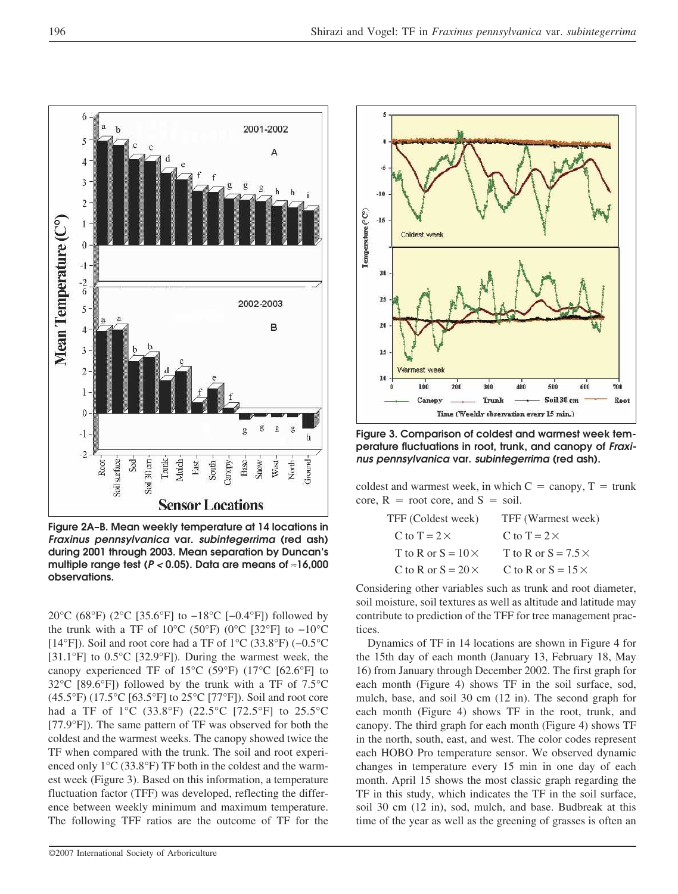Mean Temperature (C°)

2001-2002

A

a b c c d e f f g g g h h i

2002-2003

B

a a b b c d e f f g g g g h

Root, Soil surface, Sod, Soil 30 cm, Trunk, Mulch, East, South, Canopy, Base, Snow, West, North, Ground

Sensor Locations

**Figure 2A–B. Mean weekly temperature at 14 locations in *Fraxinus pennsylvanica* var. *subintegerrima* (red ash) during 2001 through 2003. Mean separation by Duncan's multiple range test ($P < 0.05$). Data are means of ≈16,000 observations.**

Temperature (°C)

Coldest week

Warmest week

Time (Weekly observation every 15 min.)

Canopy, Trunk, Soil 30 cm, Root

**Figure 3. Comparison of coldest and warmest week temperature fluctuations in root, trunk, and canopy of *Fraxinus pennsylvanica* var. *subintegerrima* (red ash).**

20°C (68°F) (2°C [35.6°F] to −18°C [−0.4°F]) followed by the trunk with a TF of 10°C (50°F) (0°C [32°F] to −10°C [14°F]). Soil and root core had a TF of 1°C (33.8°F) (−0.5°C [31.1°F] to 0.5°C [32.9°F]). During the warmest week, the canopy experienced TF of 15°C (59°F) (17°C [62.6°F] to 32°C [89.6°F]) followed by the trunk with a TF of 7.5°C (45.5°F) (17.5°C [63.5°F] to 25°C [77°F]). Soil and root core had a TF of 1°C (33.8°F) (22.5°C [72.5°F] to 25.5°C [77.9°F]). The same pattern of TF was observed for both the coldest and the warmest weeks. The canopy showed twice the TF when compared with the trunk. The soil and root experienced only 1°C (33.8°F) TF both in the coldest and the warmest week (Figure 3). Based on this information, a temperature fluctuation factor (TFF) was developed, reflecting the difference between weekly minimum and maximum temperature. The following TFF ratios are the outcome of TF for the coldest and warmest week, in which C = canopy, T = trunk core, R = root core, and S = soil.

| TFF (Coldest week) | TFF (Warmest week) |
|---|---|
| C to T = 2× | C to T = 2× |
| T to R or S = 10× | T to R or S = 7.5× |
| C to R or S = 20× | C to R or S = 15× |

Considering other variables such as trunk and root diameter, soil moisture, soil textures as well as altitude and latitude may contribute to prediction of the TFF for tree management practices.

Dynamics of TF in 14 locations are shown in Figure 4 for the 15th day of each month (January 13, February 18, May 16) from January through December 2002. The first graph for each month (Figure 4) shows TF in the soil surface, sod, mulch, base, and soil 30 cm (12 in). The second graph for each month (Figure 4) shows TF in the root, trunk, and canopy. The third graph for each month (Figure 4) shows TF in the north, south, east, and west. The color codes represent each HOBO Pro temperature sensor. We observed dynamic changes in temperature every 15 min in one day of each month. April 15 shows the most classic graph regarding the TF in this study, which indicates the TF in the soil surface, soil 30 cm (12 in), sod, mulch, and base. Budbreak at this time of the year as well as the greening of grasses is often an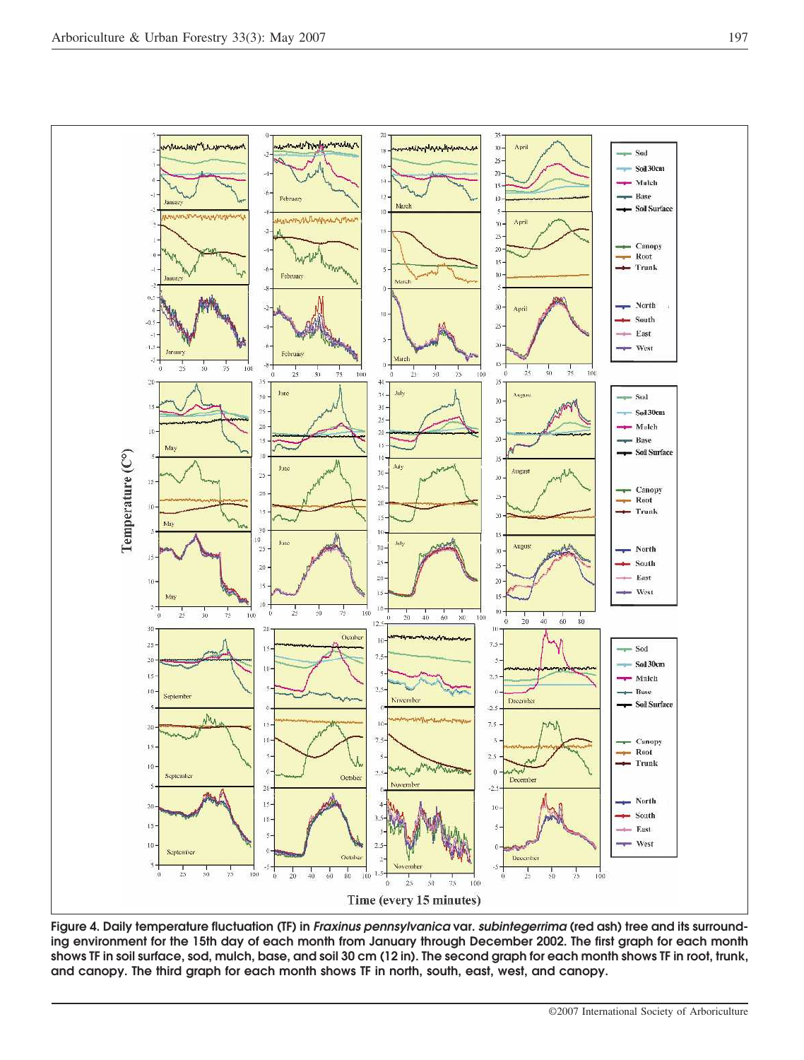Temperature (C°)

Time (every 15 minutes)

Sod
Soil 30cm
Mulch
Base
Soil Surface

Canopy
Root
Trunk

North
South
East
West

January
February
March
April
May
June
July
August
September
October
November
December

**Figure 4. Daily temperature fluctuation (TF) in *Fraxinus pennsylvanica* var. *subintegerrima* (red ash) tree and its surrounding environment for the 15th day of each month from January through December 2002. The first graph for each month shows TF in soil surface, sod, mulch, base, and soil 30 cm (12 in). The second graph for each month shows TF in root, trunk, and canopy. The third graph for each month shows TF in north, south, east, west, and canopy.**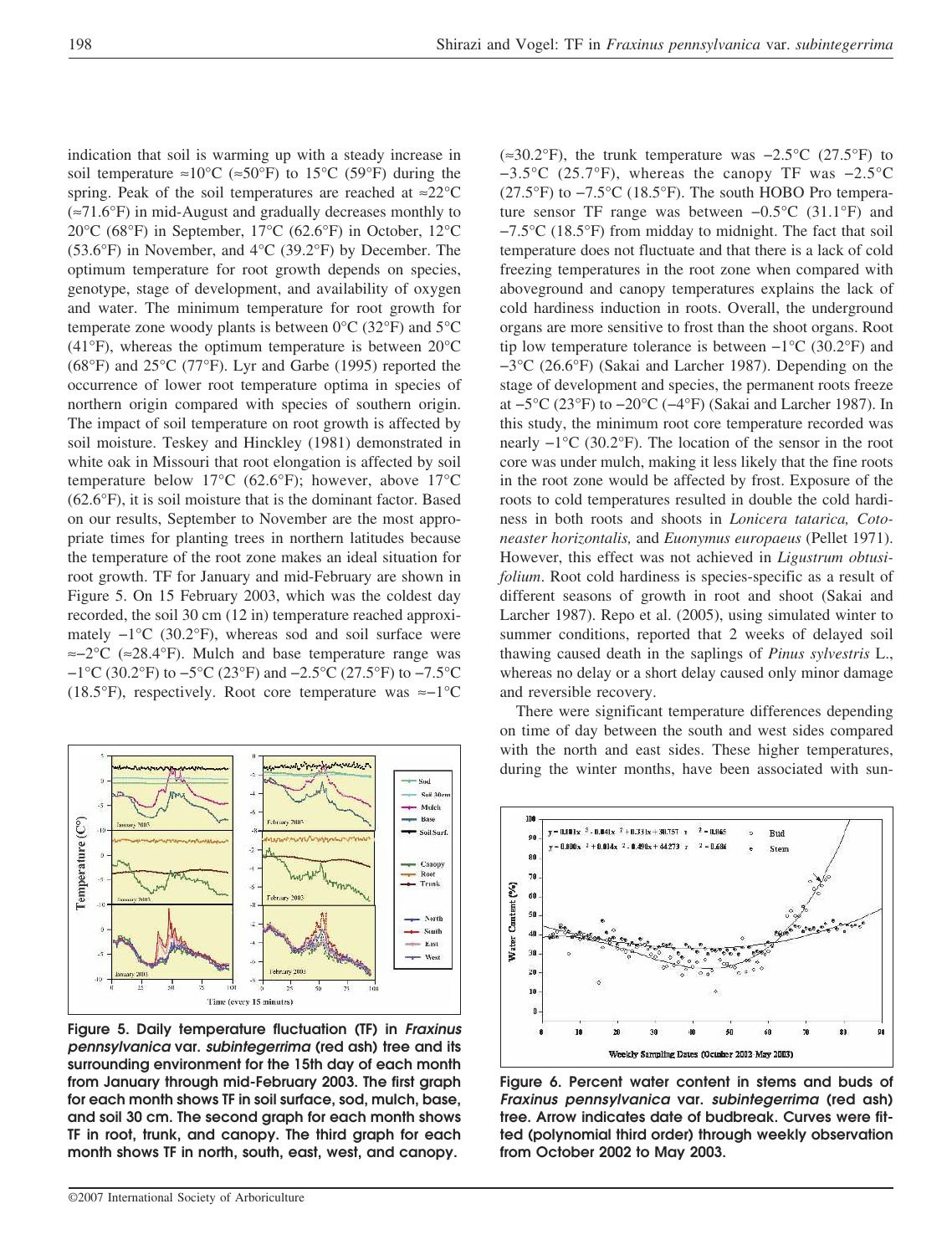indication that soil is warming up with a steady increase in soil temperature ≈10°C (≈50°F) to 15°C (59°F) during the spring. Peak of the soil temperatures are reached at ≈22°C (≈71.6°F) in mid-August and gradually decreases monthly to 20°C (68°F) in September, 17°C (62.6°F) in October, 12°C (53.6°F) in November, and 4°C (39.2°F) by December. The optimum temperature for root growth depends on species, genotype, stage of development, and availability of oxygen and water. The minimum temperature for root growth for temperate zone woody plants is between 0°C (32°F) and 5°C (41°F), whereas the optimum temperature is between 20°C (68°F) and 25°C (77°F). Lyr and Garbe (1995) reported the occurrence of lower root temperature optima in species of northern origin compared with species of southern origin. The impact of soil temperature on root growth is affected by soil moisture. Teskey and Hinckley (1981) demonstrated in white oak in Missouri that root elongation is affected by soil temperature below 17°C (62.6°F); however, above 17°C (62.6°F), it is soil moisture that is the dominant factor. Based on our results, September to November are the most appropriate times for planting trees in northern latitudes because the temperature of the root zone makes an ideal situation for root growth. TF for January and mid-February are shown in Figure 5. On 15 February 2003, which was the coldest day recorded, the soil 30 cm (12 in) temperature reached approximately −1°C (30.2°F), whereas sod and soil surface were ≈−2°C (≈28.4°F). Mulch and base temperature range was −1°C (30.2°F) to −5°C (23°F) and −2.5°C (27.5°F) to −7.5°C (18.5°F), respectively. Root core temperature was ≈−1°C (≈30.2°F), the trunk temperature was −2.5°C (27.5°F) to −3.5°C (25.7°F), whereas the canopy TF was −2.5°C (27.5°F) to −7.5°C (18.5°F). The south HOBO Pro temperature sensor TF range was between −0.5°C (31.1°F) and −7.5°C (18.5°F) from midday to midnight. The fact that soil temperature does not fluctuate and that there is a lack of cold freezing temperatures in the root zone when compared with aboveground and canopy temperatures explains the lack of cold hardiness induction in roots. Overall, the underground organs are more sensitive to frost than the shoot organs. Root tip low temperature tolerance is between −1°C (30.2°F) and −3°C (26.6°F) (Sakai and Larcher 1987). Depending on the stage of development and species, the permanent roots freeze at −5°C (23°F) to −20°C (−4°F) (Sakai and Larcher 1987). In this study, the minimum root core temperature recorded was nearly −1°C (30.2°F). The location of the sensor in the root core was under mulch, making it less likely that the fine roots in the root zone would be affected by frost. Exposure of the roots to cold temperatures resulted in double the cold hardiness in both roots and shoots in *Lonicera tatarica, Cotoneaster horizontalis,* and *Euonymus europaeus* (Pellet 1971). However, this effect was not achieved in *Ligustrum obtusifolium*. Root cold hardiness is species-specific as a result of different seasons of growth in root and shoot (Sakai and Larcher 1987). Repo et al. (2005), using simulated winter to summer conditions, reported that 2 weeks of delayed soil thawing caused death in the saplings of *Pinus sylvestris* L., whereas no delay or a short delay caused only minor damage and reversible recovery.

There were significant temperature differences depending on time of day between the south and west sides compared with the north and east sides. These higher temperatures, during the winter months, have been associated with sun-

Temperature (C°)

January 2003 · February 2003

Sod · Soil 30cm · Mulch · Base · Soil Surf.

Canopy · Root · Trunk

North · South · East · West

Time (every 15 minutes)

**Figure 5. Daily temperature fluctuation (TF) in *Fraxinus pennsylvanica* var. *subintegerrima* (red ash) tree and its surrounding environment for the 15th day of each month from January through mid-February 2003. The first graph for each month shows TF in soil surface, sod, mulch, base, and soil 30 cm. The second graph for each month shows TF in root, trunk, and canopy. The third graph for each month shows TF in north, south, east, west, and canopy.**

$y = 0.001x^3 - 0.041x^2 + 0.331x + 30.757$ $r^2 = 0.865$ Bud

$y = 0.000x^3 + 0.014x^2 - 0.498x + 44.273$ $r^2 = 0.684$ Stem

Water Content (%)

Weekly Sampling Dates (October 2002-May 2003)

**Figure 6. Percent water content in stems and buds of *Fraxinus pennsylvanica* var. *subintegerrima* (red ash) tree. Arrow indicates date of budbreak. Curves were fitted (polynomial third order) through weekly observation from October 2002 to May 2003.**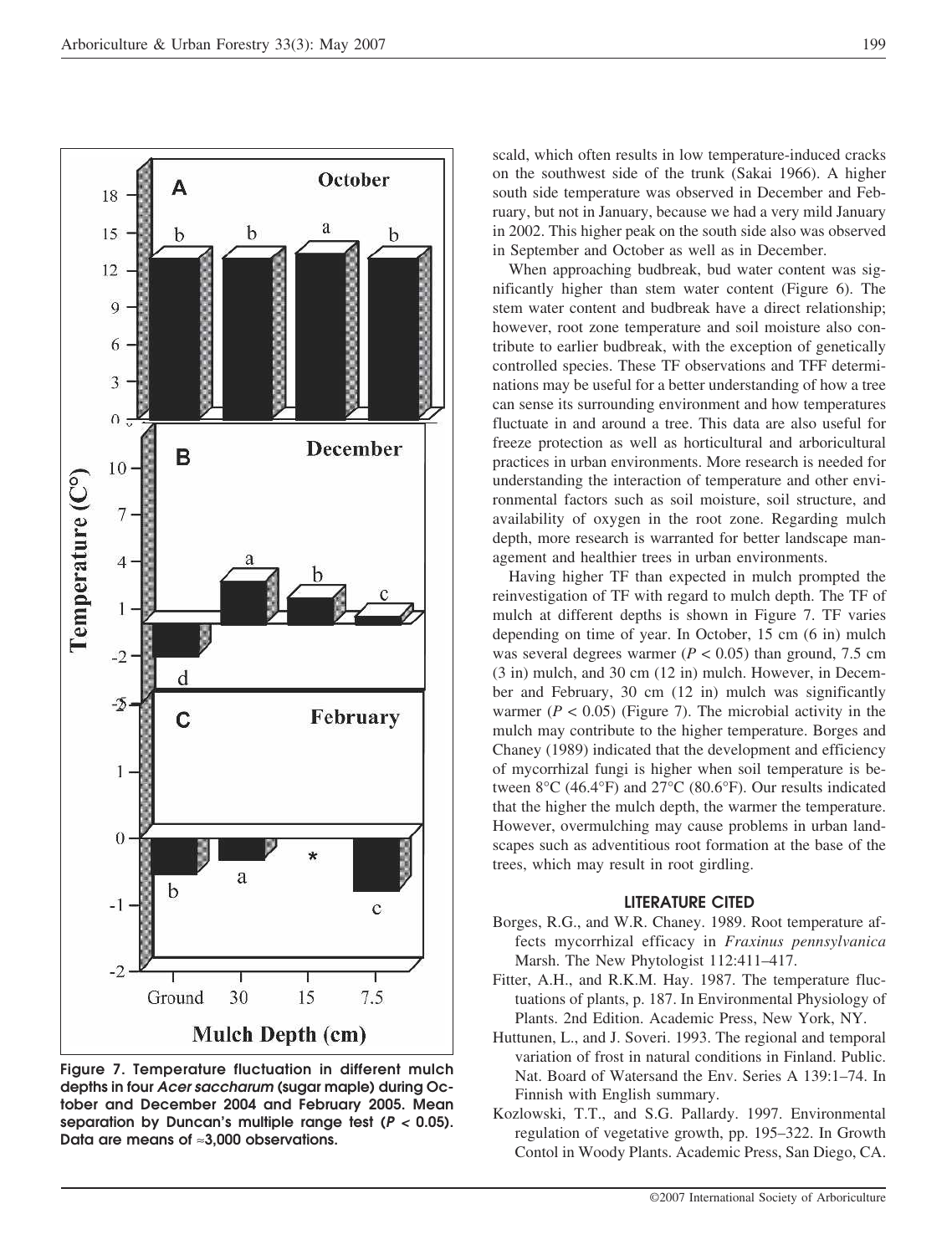A
October
18
15
12
9
6
3
0
b b a b

B
December
10
7
4
1
-2
-5
a b c
d

C
February
2
1
0
-1
-2
b a * c
Ground 30 15 7.5

Temperature (C°)

Mulch Depth (cm)

**Figure 7. Temperature fluctuation in different mulch depths in four *Acer saccharum* (sugar maple) during October and December 2004 and February 2005. Mean separation by Duncan's multiple range test ($P < 0.05$). Data are means of ≈3,000 observations.**

scald, which often results in low temperature-induced cracks on the southwest side of the trunk (Sakai 1966). A higher south side temperature was observed in December and February, but not in January, because we had a very mild January in 2002. This higher peak on the south side also was observed in September and October as well as in December.

When approaching budbreak, bud water content was significantly higher than stem water content (Figure 6). The stem water content and budbreak have a direct relationship; however, root zone temperature and soil moisture also contribute to earlier budbreak, with the exception of genetically controlled species. These TF observations and TFF determinations may be useful for a better understanding of how a tree can sense its surrounding environment and how temperatures fluctuate in and around a tree. This data are also useful for freeze protection as well as horticultural and arboricultural practices in urban environments. More research is needed for understanding the interaction of temperature and other environmental factors such as soil moisture, soil structure, and availability of oxygen in the root zone. Regarding mulch depth, more research is warranted for better landscape management and healthier trees in urban environments.

Having higher TF than expected in mulch prompted the reinvestigation of TF with regard to mulch depth. The TF of mulch at different depths is shown in Figure 7. TF varies depending on time of year. In October, 15 cm (6 in) mulch was several degrees warmer ($P < 0.05$) than ground, 7.5 cm (3 in) mulch, and 30 cm (12 in) mulch. However, in December and February, 30 cm (12 in) mulch was significantly warmer ($P < 0.05$) (Figure 7). The microbial activity in the mulch may contribute to the higher temperature. Borges and Chaney (1989) indicated that the development and efficiency of mycorrhizal fungi is higher when soil temperature is between 8°C (46.4°F) and 27°C (80.6°F). Our results indicated that the higher the mulch depth, the warmer the temperature. However, overmulching may cause problems in urban landscapes such as adventitious root formation at the base of the trees, which may result in root girdling.

## LITERATURE CITED

Borges, R.G., and W.R. Chaney. 1989. Root temperature affects mycorrhizal efficacy in *Fraxinus pennsylvanica* Marsh. The New Phytologist 112:411–417.

Fitter, A.H., and R.K.M. Hay. 1987. The temperature fluctuations of plants, p. 187. In Environmental Physiology of Plants. 2nd Edition. Academic Press, New York, NY.

Huttunen, L., and J. Soveri. 1993. The regional and temporal variation of frost in natural conditions in Finland. Public. Nat. Board of Watersand the Env. Series A 139:1–74. In Finnish with English summary.

Kozlowski, T.T., and S.G. Pallardy. 1997. Environmental regulation of vegetative growth, pp. 195–322. In Growth Contol in Woody Plants. Academic Press, San Diego, CA.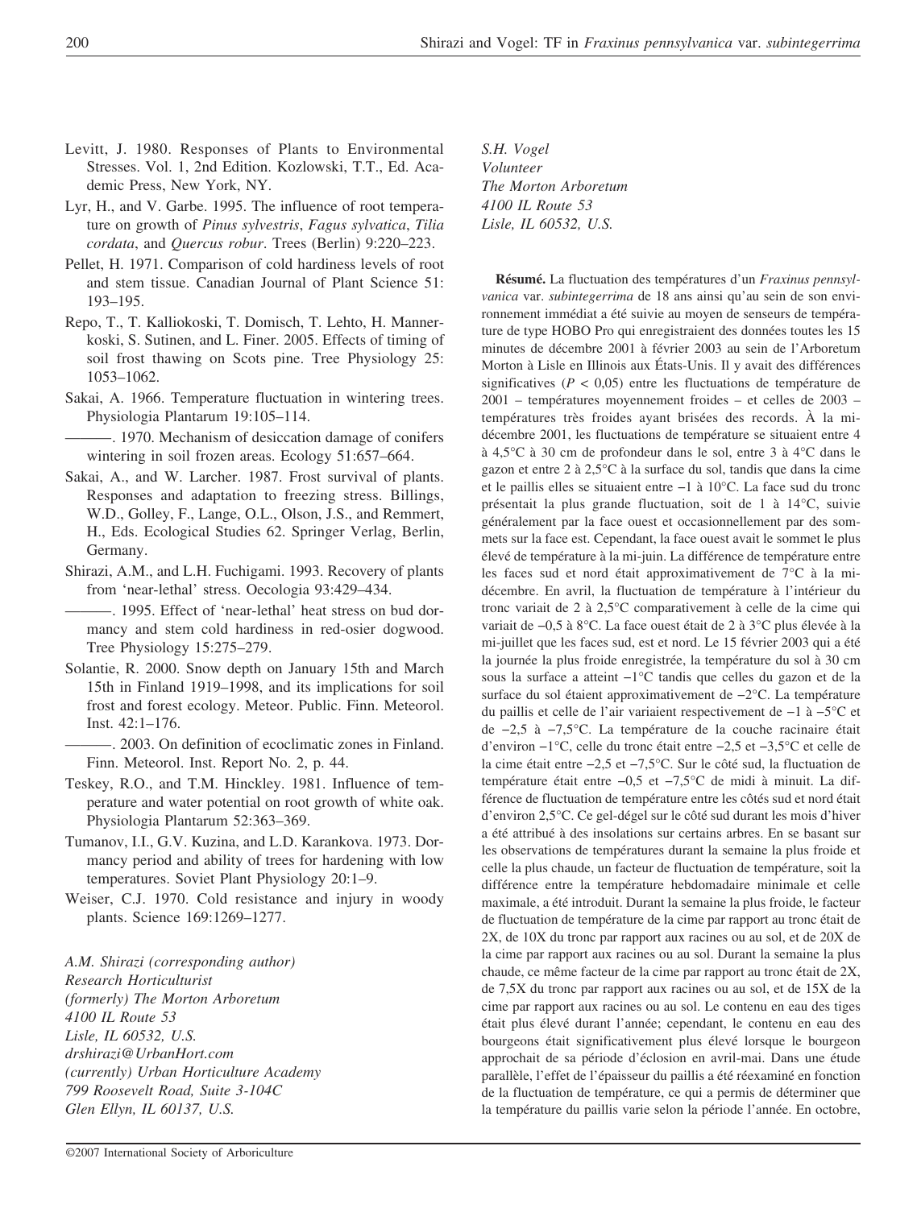Levitt, J. 1980. Responses of Plants to Environmental Stresses. Vol. 1, 2nd Edition. Kozlowski, T.T., Ed. Academic Press, New York, NY.

Lyr, H., and V. Garbe. 1995. The influence of root temperature on growth of *Pinus sylvestris*, *Fagus sylvatica*, *Tilia cordata*, and *Quercus robur*. Trees (Berlin) 9:220–223.

Pellet, H. 1971. Comparison of cold hardiness levels of root and stem tissue. Canadian Journal of Plant Science 51: 193–195.

Repo, T., T. Kalliokoski, T. Domisch, T. Lehto, H. Mannerkoski, S. Sutinen, and L. Finer. 2005. Effects of timing of soil frost thawing on Scots pine. Tree Physiology 25: 1053–1062.

Sakai, A. 1966. Temperature fluctuation in wintering trees. Physiologia Plantarum 19:105–114.

———. 1970. Mechanism of desiccation damage of conifers wintering in soil frozen areas. Ecology 51:657–664.

Sakai, A., and W. Larcher. 1987. Frost survival of plants. Responses and adaptation to freezing stress. Billings, W.D., Golley, F., Lange, O.L., Olson, J.S., and Remmert, H., Eds. Ecological Studies 62. Springer Verlag, Berlin, Germany.

Shirazi, A.M., and L.H. Fuchigami. 1993. Recovery of plants from 'near-lethal' stress. Oecologia 93:429–434.

———. 1995. Effect of 'near-lethal' heat stress on bud dormancy and stem cold hardiness in red-osier dogwood. Tree Physiology 15:275–279.

Solantie, R. 2000. Snow depth on January 15th and March 15th in Finland 1919–1998, and its implications for soil frost and forest ecology. Meteor. Public. Finn. Meteorol. Inst. 42:1–176.

———. 2003. On definition of ecoclimatic zones in Finland. Finn. Meteorol. Inst. Report No. 2, p. 44.

Teskey, R.O., and T.M. Hinckley. 1981. Influence of temperature and water potential on root growth of white oak. Physiologia Plantarum 52:363–369.

Tumanov, I.I., G.V. Kuzina, and L.D. Karankova. 1973. Dormancy period and ability of trees for hardening with low temperatures. Soviet Plant Physiology 20:1–9.

Weiser, C.J. 1970. Cold resistance and injury in woody plants. Science 169:1269–1277.

*A.M. Shirazi (corresponding author)*
*Research Horticulturist*
*(formerly) The Morton Arboretum*
*4100 IL Route 53*
*Lisle, IL 60532, U.S.*
*drshirazi@UrbanHort.com*
*(currently) Urban Horticulture Academy*
*799 Roosevelt Road, Suite 3-104C*
*Glen Ellyn, IL 60137, U.S.*

*S.H. Vogel*
*Volunteer*
*The Morton Arboretum*
*4100 IL Route 53*
*Lisle, IL 60532, U.S.*

**Résumé.** La fluctuation des températures d'un *Fraxinus pennsylvanica* var. *subintegerrima* de 18 ans ainsi qu'au sein de son environnement immédiat a été suivie au moyen de senseurs de température de type HOBO Pro qui enregistraient des données toutes les 15 minutes de décembre 2001 à février 2003 au sein de l'Arboretum Morton à Lisle en Illinois aux États-Unis. Il y avait des différences significatives ($P < 0,05$) entre les fluctuations de température de 2001 – températures moyennement froides – et celles de 2003 – températures très froides ayant brisées des records. À la mi-décembre 2001, les fluctuations de température se situaient entre 4 à 4,5°C à 30 cm de profondeur dans le sol, entre 3 à 4°C dans le gazon et entre 2 à 2,5°C à la surface du sol, tandis que dans la cime et le paillis elles se situaient entre −1 à 10°C. La face sud du tronc présentait la plus grande fluctuation, soit de 1 à 14°C, suivie généralement par la face ouest et occasionnellement par des sommets sur la face est. Cependant, la face ouest avait le sommet le plus élevé de température à la mi-juin. La différence de température entre les faces sud et nord était approximativement de 7°C à la mi-décembre. En avril, la fluctuation de température à l'intérieur du tronc variait de 2 à 2,5°C comparativement à celle de la cime qui variait de −0,5 à 8°C. La face ouest était de 2 à 3°C plus élevée à la mi-juillet que les faces sud, est et nord. Le 15 février 2003 qui a été la journée la plus froide enregistrée, la température du sol à 30 cm sous la surface a atteint −1°C tandis que celles du gazon et de la surface du sol étaient approximativement de −2°C. La température du paillis et celle de l'air variaient respectivement de −1 à −5°C et de −2,5 à −7,5°C. La température de la couche racinaire était d'environ −1°C, celle du tronc était entre −2,5 et −3,5°C et celle de la cime était entre −2,5 et −7,5°C. Sur le côté sud, la fluctuation de température était entre −0,5 et −7,5°C de midi à minuit. La différence de fluctuation de température entre les côtés sud et nord était d'environ 2,5°C. Ce gel-dégel sur le côté sud durant les mois d'hiver a été attribué à des insolations sur certains arbres. En se basant sur les observations de températures durant la semaine la plus froide et celle la plus chaude, un facteur de fluctuation de température, soit la différence entre la température hebdomadaire minimale et celle maximale, a été introduit. Durant la semaine la plus froide, le facteur de fluctuation de température de la cime par rapport au tronc était de 2X, de 10X du tronc par rapport aux racines ou au sol, et de 20X de la cime par rapport aux racines ou au sol. Durant la semaine la plus chaude, ce même facteur de la cime par rapport au tronc était de 2X, de 7,5X du tronc par rapport aux racines ou au sol, et de 15X de la cime par rapport aux racines ou au sol. Le contenu en eau des tiges était plus élevé durant l'année; cependant, le contenu en eau des bourgeons était significativement plus élevé lorsque le bourgeon approchait de sa période d'éclosion en avril-mai. Dans une étude parallèle, l'effet de l'épaisseur du paillis a été réexaminé en fonction de la fluctuation de température, ce qui a permis de déterminer que la température du paillis varie selon la période l'année. En octobre,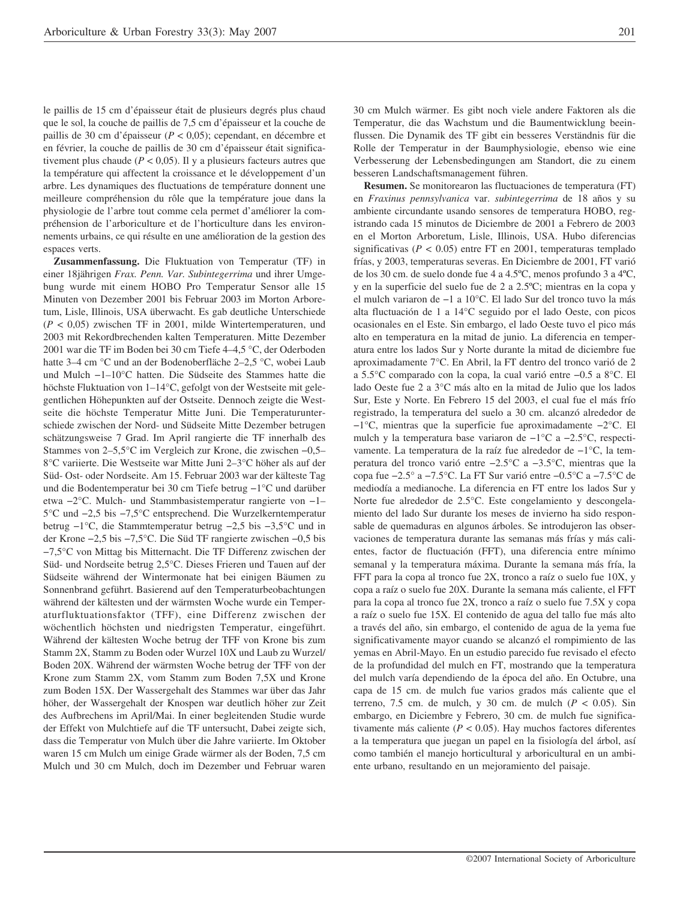le paillis de 15 cm d'épaisseur était de plusieurs degrés plus chaud que le sol, la couche de paillis de 7,5 cm d'épaisseur et la couche de paillis de 30 cm d'épaisseur ($P < 0{,}05$); cependant, en décembre et en février, la couche de paillis de 30 cm d'épaisseur était significativement plus chaude ($P < 0{,}05$). Il y a plusieurs facteurs autres que la température qui affectent la croissance et le développement d'un arbre. Les dynamiques des fluctuations de température donnent une meilleure compréhension du rôle que la température joue dans la physiologie de l'arbre tout comme cela permet d'améliorer la compréhension de l'arboriculture et de l'horticulture dans les environnements urbains, ce qui résulte en une amélioration de la gestion des espaces verts.

**Zusammenfassung.** Die Fluktuation von Temperatur (TF) in einer 18jährigen *Frax. Penn. Var. Subintegerrima* und ihrer Umgebung wurde mit einem HOBO Pro Temperatur Sensor alle 15 Minuten von Dezember 2001 bis Februar 2003 im Morton Arboretum, Lisle, Illinois, USA überwacht. Es gab deutliche Unterschiede ($P < 0{,}05$) zwischen TF in 2001, milde Wintertemperaturen, und 2003 mit Rekordbrechenden kalten Temperaturen. Mitte Dezember 2001 war die TF im Boden bei 30 cm Tiefe 4–4,5 °C, der Oderboden hatte 3–4 cm °C und an der Bodenoberfläche 2–2,5 °C, wobei Laub und Mulch −1–10°C hatten. Die Südseite des Stammes hatte die höchste Fluktuation von 1–14°C, gefolgt von der Westseite mit gelegentlichen Höhepunkten auf der Ostseite. Dennoch zeigte die Westseite die höchste Temperatur Mitte Juni. Die Temperaturunterschiede zwischen der Nord- und Südseite Mitte Dezember betrugen schätzungsweise 7 Grad. Im April rangierte die TF innerhalb des Stammes von 2–5,5°C im Vergleich zur Krone, die zwischen −0,5–8°C variierte. Die Westseite war Mitte Juni 2–3°C höher als auf der Süd- Ost- oder Nordseite. Am 15. Februar 2003 war der kälteste Tag und die Bodentemperatur bei 30 cm Tiefe betrug −1°C und darüber etwa −2°C. Mulch- und Stammbasistemperatur rangierte von −1–5°C und −2,5 bis −7,5°C entsprechend. Die Wurzelkerntemperatur betrug −1°C, die Stammtemperatur betrug −2,5 bis −3,5°C und in der Krone −2,5 bis −7,5°C. Die Süd TF rangierte zwischen −0,5 bis −7,5°C von Mittag bis Mitternacht. Die TF Differenz zwischen der Süd- und Nordseite betrug 2,5°C. Dieses Frieren und Tauen auf der Südseite während der Wintermonate hat bei einigen Bäumen zu Sonnenbrand geführt. Basierend auf den Temperaturbeobachtungen während der kältesten und der wärmsten Woche wurde ein Temperaturfluktuationsfaktor (TFF), eine Differenz zwischen der wöchentlich höchsten und niedrigsten Temperatur, eingeführt. Während der kältesten Woche betrug der TFF von Krone bis zum Stamm 2X, Stamm zu Boden oder Wurzel 10X und Laub zu Wurzel/Boden 20X. Während der wärmsten Woche betrug der TFF von der Krone zum Stamm 2X, vom Stamm zum Boden 7,5X und Krone zum Boden 15X. Der Wassergehalt des Stammes war über das Jahr höher, der Wassergehalt der Knospen war deutlich höher zur Zeit des Aufbrechens im April/Mai. In einer begleitenden Studie wurde der Effekt von Mulchtiefe auf die TF untersucht, Dabei zeigte sich, dass die Temperatur von Mulch über die Jahre variierte. Im Oktober waren 15 cm Mulch um einige Grade wärmer als der Boden, 7,5 cm Mulch und 30 cm Mulch, doch im Dezember und Februar waren 30 cm Mulch wärmer. Es gibt noch viele andere Faktoren als die Temperatur, die das Wachstum und die Baumentwicklung beeinflussen. Die Dynamik des TF gibt ein besseres Verständnis für die Rolle der Temperatur in der Baumphysiologie, ebenso wie eine Verbesserung der Lebensbedingungen am Standort, die zu einem besseren Landschaftsmanagement führen.

**Resumen.** Se monitorearon las fluctuaciones de temperatura (FT) en *Fraxinus pennsylvanica* var. *subintegerrima* de 18 años y su ambiente circundante usando sensores de temperatura HOBO, registrando cada 15 minutos de Diciembre de 2001 a Febrero de 2003 en el Morton Arboretum, Lisle, Illinois, USA. Hubo diferencias significativas ($P < 0.05$) entre FT en 2001, temperaturas templado frías, y 2003, temperaturas severas. En Diciembre de 2001, FT varió de los 30 cm. de suelo donde fue 4 a 4.5ºC, menos profundo 3 a 4ºC, y en la superficie del suelo fue de 2 a 2.5ºC; mientras en la copa y el mulch variaron de −1 a 10°C. El lado Sur del tronco tuvo la más alta fluctuación de 1 a 14°C seguido por el lado Oeste, con picos ocasionales en el Este. Sin embargo, el lado Oeste tuvo el pico más alto en temperatura en la mitad de junio. La diferencia en temperatura entre los lados Sur y Norte durante la mitad de diciembre fue aproximadamente 7°C. En Abril, la FT dentro del tronco varió de 2 a 5.5°C comparado con la copa, la cual varió entre −0.5 a 8°C. El lado Oeste fue 2 a 3°C más alto en la mitad de Julio que los lados Sur, Este y Norte. En Febrero 15 del 2003, el cual fue el más frío registrado, la temperatura del suelo a 30 cm. alcanzó alrededor de −1°C, mientras que la superficie fue aproximadamente −2°C. El mulch y la temperatura base variaron de −1°C a −2.5°C, respectivamente. La temperatura de la raíz fue alrededor de −1°C, la temperatura del tronco varió entre −2.5°C a −3.5°C, mientras que la copa fue −2.5° a −7.5°C. La FT Sur varió entre −0.5°C a −7.5°C de mediodía a medianoche. La diferencia en FT entre los lados Sur y Norte fue alrededor de 2.5°C. Este congelamiento y descongelamiento del lado Sur durante los meses de invierno ha sido responsable de quemaduras en algunos árboles. Se introdujeron las observaciones de temperatura durante las semanas más frías y más calientes, factor de fluctuación (FFT), una diferencia entre mínimo semanal y la temperatura máxima. Durante la semana más fría, la FFT para la copa al tronco fue 2X, tronco a raíz o suelo fue 10X, y copa a raíz o suelo fue 20X. Durante la semana más caliente, el FFT para la copa al tronco fue 2X, tronco a raíz o suelo fue 7.5X y copa a raíz o suelo fue 15X. El contenido de agua del tallo fue más alto a través del año, sin embargo, el contenido de agua de la yema fue significativamente mayor cuando se alcanzó el rompimiento de las yemas en Abril-Mayo. En un estudio parecido fue revisado el efecto de la profundidad del mulch en FT, mostrando que la temperatura del mulch varía dependiendo de la época del año. En Octubre, una capa de 15 cm. de mulch fue varios grados más caliente que el terreno, 7.5 cm. de mulch, y 30 cm. de mulch ($P < 0.05$). Sin embargo, en Diciembre y Febrero, 30 cm. de mulch fue significativamente más caliente ($P < 0.05$). Hay muchos factores diferentes a la temperatura que juegan un papel en la fisiología del árbol, así como también el manejo horticultural y arboricultural en un ambiente urbano, resultando en un mejoramiento del paisaje.